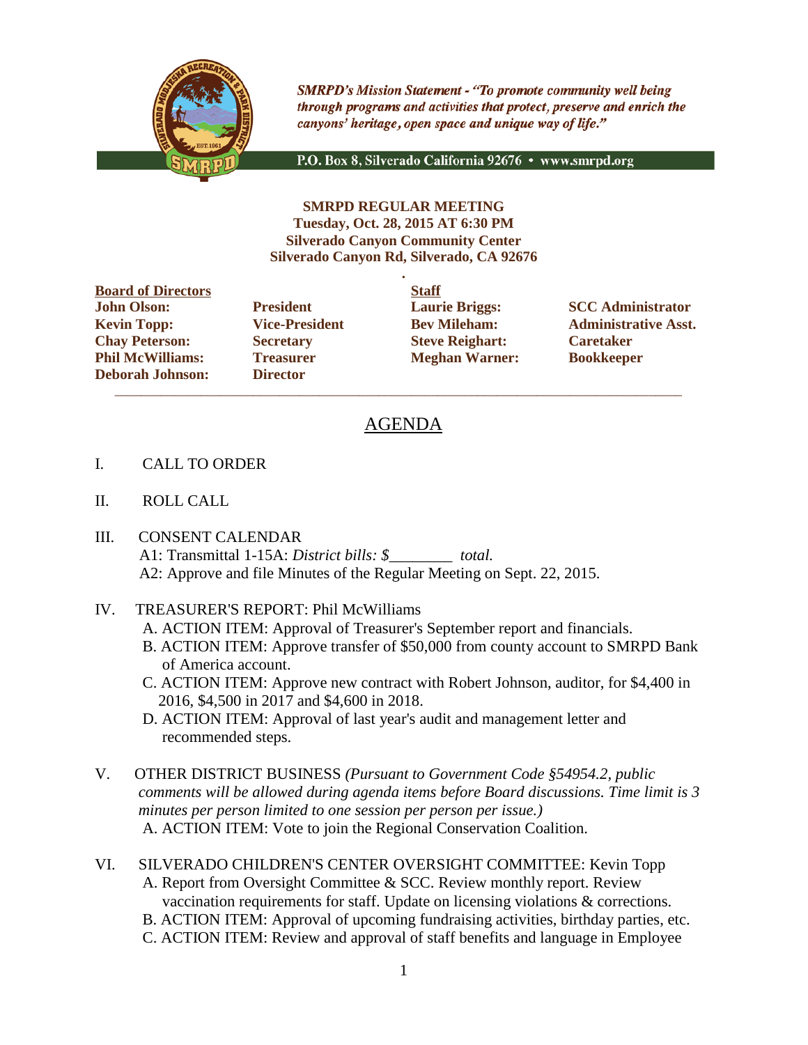*SMRPD's Mission Statement - "To promote community well being through programs and activities that protect, preserve and enrich the canyons' heritage, open space and unique way of life."*

P.O. Box 8, Silverado California 92676 • www.smrpd.org

**SMRPD REGULAR MEETING**
**Tuesday, Oct. 28, 2015 AT 6:30 PM**
**Silverado Canyon Community Center**
**Silverado Canyon Rd, Silverado, CA 92676**

| **Board of Directors** | | **Staff** | |
|---|---|---|---|
| **John Olson:** | **President** | **Laurie Briggs:** | **SCC Administrator** |
| **Kevin Topp:** | **Vice-President** | **Bev Mileham:** | **Administrative Asst.** |
| **Chay Peterson:** | **Secretary** | **Steve Reighart:** | **Caretaker** |
| **Phil McWilliams:** | **Treasurer** | **Meghan Warner:** | **Bookkeeper** |
| **Deborah Johnson:** | **Director** | | |

# AGENDA

I. CALL TO ORDER

II. ROLL CALL

III. CONSENT CALENDAR
A1: Transmittal 1-15A: *District bills: $________ total.*
A2: Approve and file Minutes of the Regular Meeting on Sept. 22, 2015.

IV. TREASURER'S REPORT: Phil McWilliams
A. ACTION ITEM: Approval of Treasurer's September report and financials.
B. ACTION ITEM: Approve transfer of $50,000 from county account to SMRPD Bank of America account.
C. ACTION ITEM: Approve new contract with Robert Johnson, auditor, for $4,400 in 2016, $4,500 in 2017 and $4,600 in 2018.
D. ACTION ITEM: Approval of last year's audit and management letter and recommended steps.

V. OTHER DISTRICT BUSINESS *(Pursuant to Government Code §54954.2, public comments will be allowed during agenda items before Board discussions. Time limit is 3 minutes per person limited to one session per person per issue.)*
A. ACTION ITEM: Vote to join the Regional Conservation Coalition.

VI. SILVERADO CHILDREN'S CENTER OVERSIGHT COMMITTEE: Kevin Topp
A. Report from Oversight Committee & SCC. Review monthly report. Review vaccination requirements for staff. Update on licensing violations & corrections.
B. ACTION ITEM: Approval of upcoming fundraising activities, birthday parties, etc.
C. ACTION ITEM: Review and approval of staff benefits and language in Employee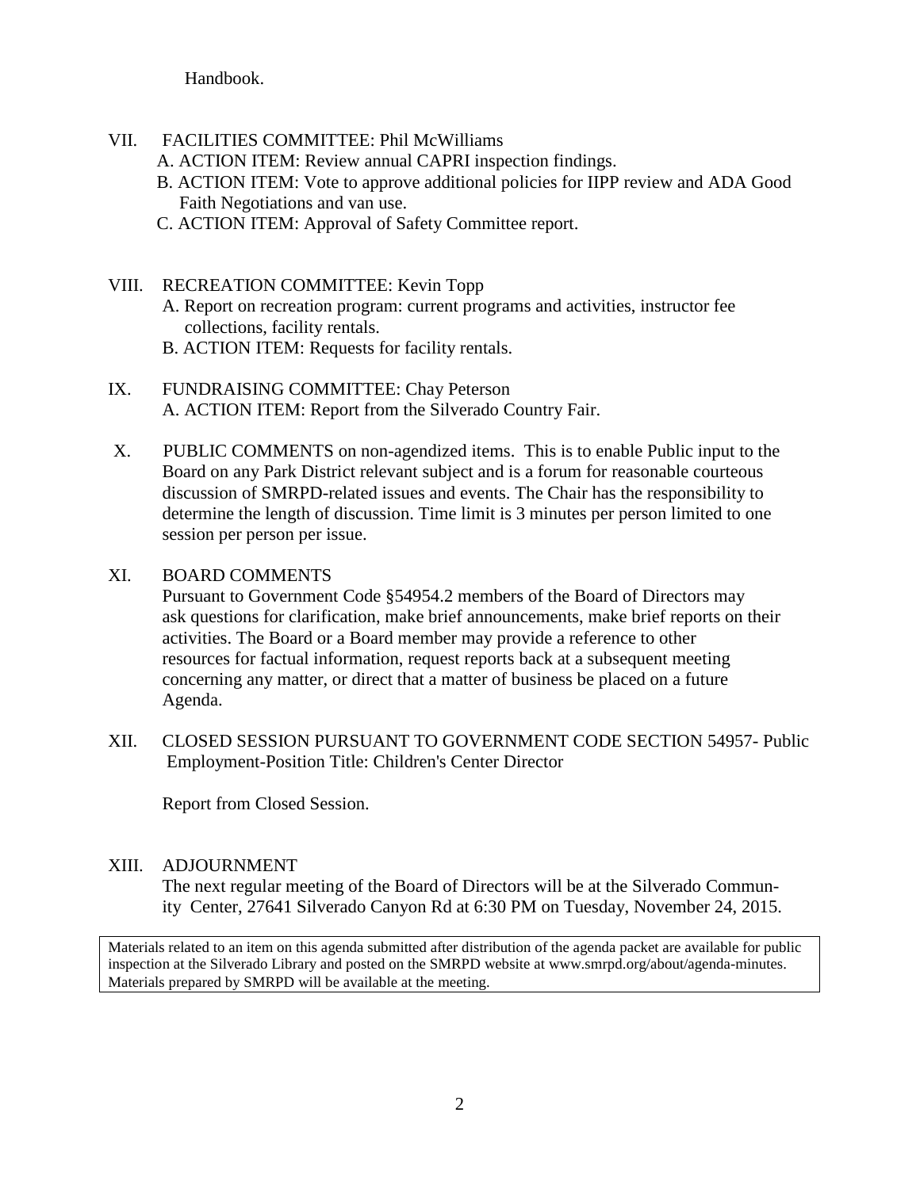Handbook.

VII. FACILITIES COMMITTEE: Phil McWilliams

A. ACTION ITEM: Review annual CAPRI inspection findings.

B. ACTION ITEM: Vote to approve additional policies for IIPP review and ADA Good Faith Negotiations and van use.

C. ACTION ITEM: Approval of Safety Committee report.

VIII. RECREATION COMMITTEE: Kevin Topp

A. Report on recreation program: current programs and activities, instructor fee collections, facility rentals.

B. ACTION ITEM: Requests for facility rentals.

IX. FUNDRAISING COMMITTEE: Chay Peterson

A. ACTION ITEM: Report from the Silverado Country Fair.

X. PUBLIC COMMENTS on non-agendized items. This is to enable Public input to the Board on any Park District relevant subject and is a forum for reasonable courteous discussion of SMRPD-related issues and events. The Chair has the responsibility to determine the length of discussion. Time limit is 3 minutes per person limited to one session per person per issue.

XI. BOARD COMMENTS

Pursuant to Government Code §54954.2 members of the Board of Directors may ask questions for clarification, make brief announcements, make brief reports on their activities. The Board or a Board member may provide a reference to other resources for factual information, request reports back at a subsequent meeting concerning any matter, or direct that a matter of business be placed on a future Agenda.

XII. CLOSED SESSION PURSUANT TO GOVERNMENT CODE SECTION 54957- Public Employment-Position Title: Children's Center Director

Report from Closed Session.

XIII. ADJOURNMENT

The next regular meeting of the Board of Directors will be at the Silverado Community Center, 27641 Silverado Canyon Rd at 6:30 PM on Tuesday, November 24, 2015.

Materials related to an item on this agenda submitted after distribution of the agenda packet are available for public inspection at the Silverado Library and posted on the SMRPD website at www.smrpd.org/about/agenda-minutes. Materials prepared by SMRPD will be available at the meeting.